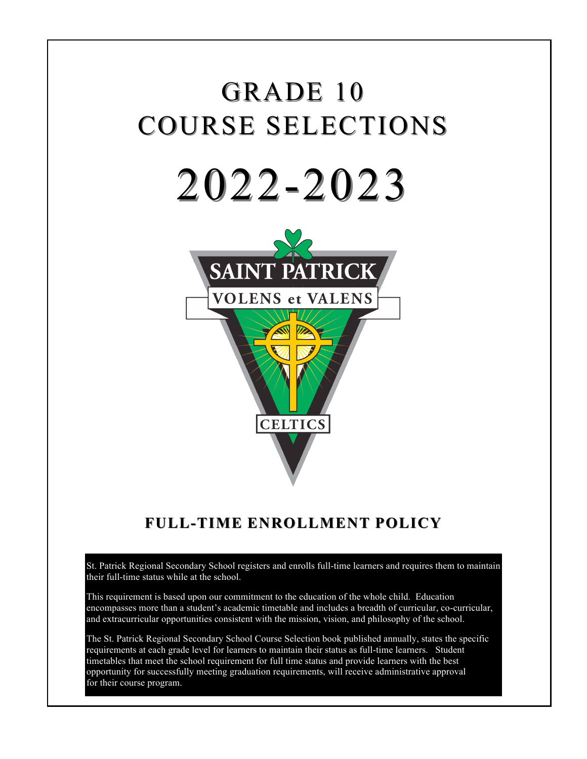# GRADE 10
# COURSE SELECTIONS

# 2022-2023

SAINT PATRICK

VOLENS et VALENS

CELTICS

## FULL-TIME ENROLLMENT POLICY

St. Patrick Regional Secondary School registers and enrolls full-time learners and requires them to maintain their full-time status while at the school.

This requirement is based upon our commitment to the education of the whole child. Education encompasses more than a student's academic timetable and includes a breadth of curricular, co-curricular, and extracurricular opportunities consistent with the mission, vision, and philosophy of the school.

The St. Patrick Regional Secondary School Course Selection book published annually, states the specific requirements at each grade level for learners to maintain their status as full-time learners. Student timetables that meet the school requirement for full time status and provide learners with the best opportunity for successfully meeting graduation requirements, will receive administrative approval for their course program.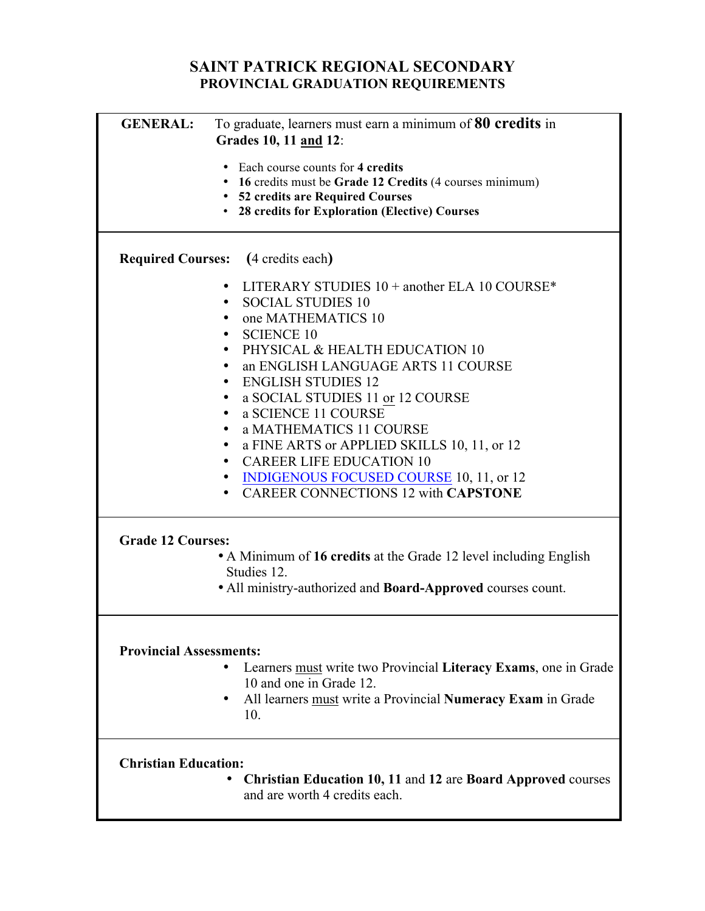# SAINT PATRICK REGIONAL SECONDARY

## PROVINCIAL GRADUATION REQUIREMENTS

**GENERAL:** To graduate, learners must earn a minimum of **80 credits** in **Grades 10, 11 and 12**:

- Each course counts for **4 credits**
- **16** credits must be **Grade 12 Credits** (4 courses minimum)
- **52 credits are Required Courses**
- **28 credits for Exploration (Elective) Courses**

**Required Courses:** (4 credits each)

- LITERARY STUDIES 10 + another ELA 10 COURSE*
- SOCIAL STUDIES 10
- one MATHEMATICS 10
- SCIENCE 10
- PHYSICAL & HEALTH EDUCATION 10
- an ENGLISH LANGUAGE ARTS 11 COURSE
- ENGLISH STUDIES 12
- a SOCIAL STUDIES 11 or 12 COURSE
- a SCIENCE 11 COURSE
- a MATHEMATICS 11 COURSE
- a FINE ARTS or APPLIED SKILLS 10, 11, or 12
- CAREER LIFE EDUCATION 10
- INDIGENOUS FOCUSED COURSE 10, 11, or 12
- CAREER CONNECTIONS 12 with **CAPSTONE**

**Grade 12 Courses:**

- A Minimum of **16 credits** at the Grade 12 level including English Studies 12.
- All ministry-authorized and **Board-Approved** courses count.

**Provincial Assessments:**

- Learners must write two Provincial **Literacy Exams**, one in Grade 10 and one in Grade 12.
- All learners must write a Provincial **Numeracy Exam** in Grade 10.

**Christian Education:**

- **Christian Education 10, 11** and **12** are **Board Approved** courses and are worth 4 credits each.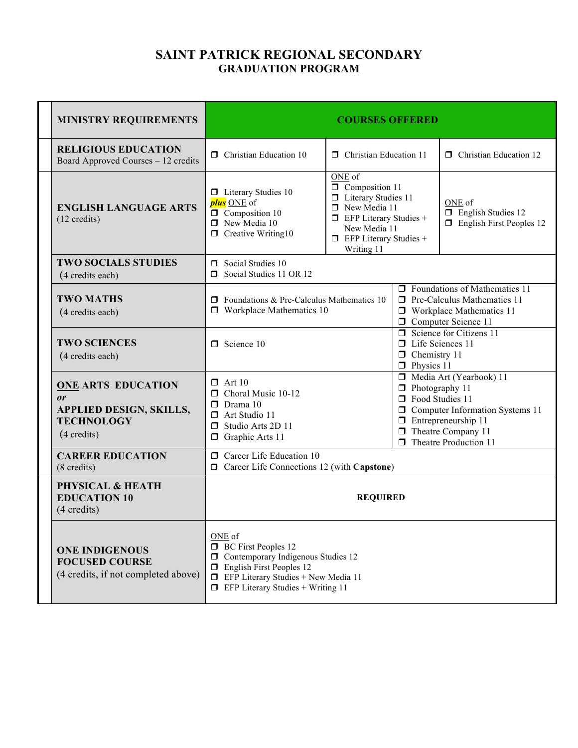# SAINT PATRICK REGIONAL SECONDARY
## GRADUATION PROGRAM

| MINISTRY REQUIREMENTS | COURSES OFFERED | | |
|---|---|---|---|
| **RELIGIOUS EDUCATION** Board Approved Courses – 12 credits | ❒ Christian Education 10 | ❒ Christian Education 11 | ❒ Christian Education 12 |
| **ENGLISH LANGUAGE ARTS** (12 credits) | ❒ Literary Studies 10 ***plus*** ONE of ❒ Composition 10 ❒ New Media 10 ❒ Creative Writing10 | ONE of ❒ Composition 11 ❒ Literary Studies 11 ❒ New Media 11 ❒ EFP Literary Studies + New Media 11 ❒ EFP Literary Studies + Writing 11 | ONE of ❒ English Studies 12 ❒ English First Peoples 12 |
| **TWO SOCIALS STUDIES** (4 credits each) | ❒ Social Studies 10 ❒ Social Studies 11 OR 12 | | |
| **TWO MATHS** (4 credits each) | ❒ Foundations & Pre-Calculus Mathematics 10 ❒ Workplace Mathematics 10 | ❒ Foundations of Mathematics 11 ❒ Pre-Calculus Mathematics 11 ❒ Workplace Mathematics 11 ❒ Computer Science 11 | |
| **TWO SCIENCES** (4 credits each) | ❒ Science 10 | ❒ Science for Citizens 11 ❒ Life Sciences 11 ❒ Chemistry 11 ❒ Physics 11 | |
| **ONE ARTS EDUCATION** ***or*** **APPLIED DESIGN, SKILLS, TECHNOLOGY** (4 credits) | ❒ Art 10 ❒ Choral Music 10-12 ❒ Drama 10 ❒ Art Studio 11 ❒ Studio Arts 2D 11 ❒ Graphic Arts 11 | ❒ Media Art (Yearbook) 11 ❒ Photography 11 ❒ Food Studies 11 ❒ Computer Information Systems 11 ❒ Entrepreneurship 11 ❒ Theatre Company 11 ❒ Theatre Production 11 | |
| **CAREER EDUCATION** (8 credits) | ❒ Career Life Education 10 ❒ Career Life Connections 12 (with **Capstone**) | | |
| **PHYSICAL & HEATH EDUCATION 10** (4 credits) | **REQUIRED** | | |
| **ONE INDIGENOUS FOCUSED COURSE** (4 credits, if not completed above) | ONE of ❒ BC First Peoples 12 ❒ Contemporary Indigenous Studies 12 ❒ English First Peoples 12 ❒ EFP Literary Studies + New Media 11 ❒ EFP Literary Studies + Writing 11 | | |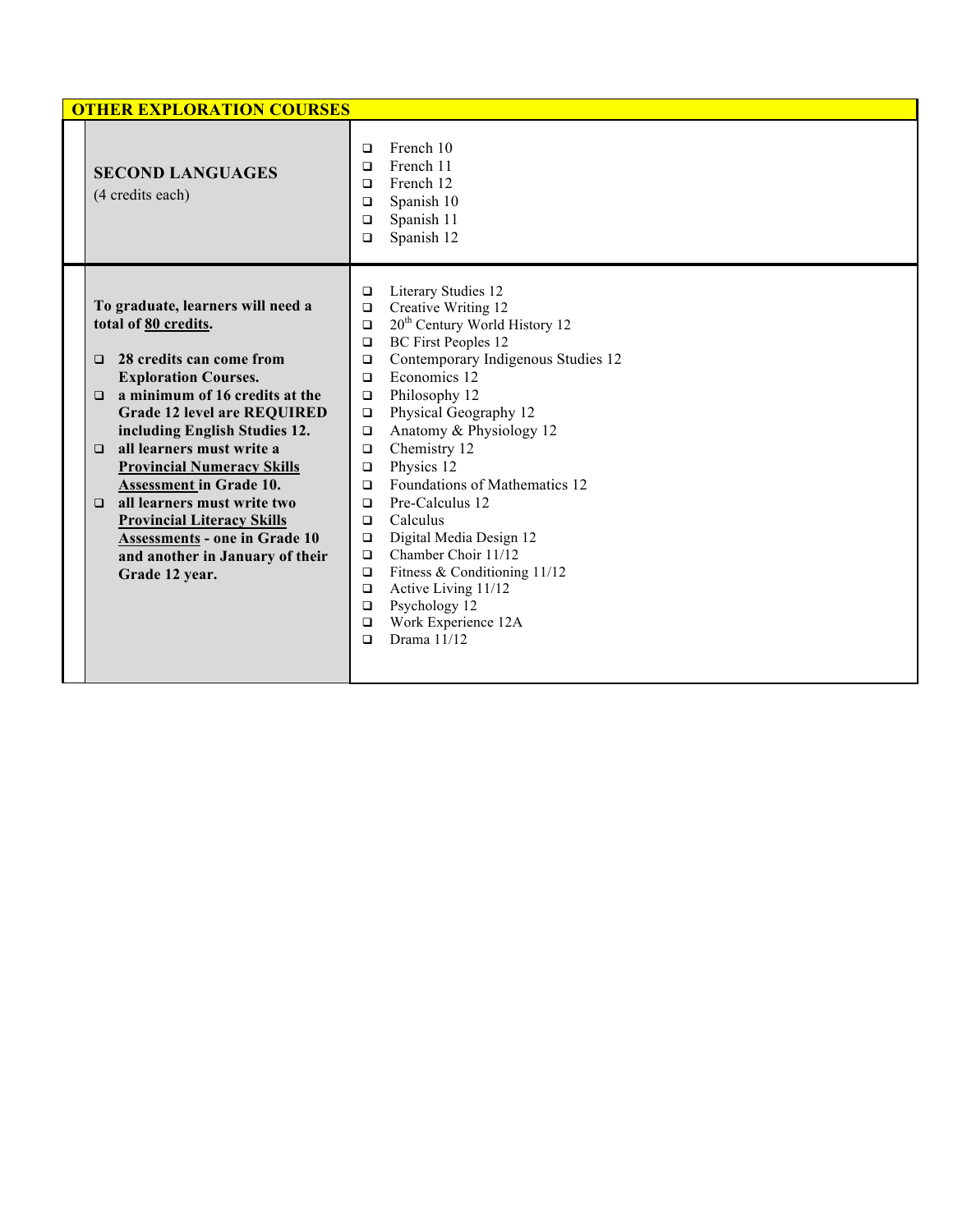## OTHER EXPLORATION COURSES

| | |
|---|---|
| **SECOND LANGUAGES** (4 credits each) | ❑ French 10<br>❑ French 11<br>❑ French 12<br>❑ Spanish 10<br>❑ Spanish 11<br>❑ Spanish 12 |
| **To graduate, learners will need a total of <u>80 credits</u>.**<br><br>❑ **28 credits can come from Exploration Courses.**<br>❑ **a minimum of 16 credits at the Grade 12 level are REQUIRED including English Studies 12.**<br>❑ **all learners must write a <u>Provincial Numeracy Skills Assessment</u> in Grade 10.**<br>❑ **all learners must write two <u>Provincial Literacy Skills Assessments</u> - one in Grade 10 and another in January of their Grade 12 year.** | ❑ Literary Studies 12<br>❑ Creative Writing 12<br>❑ 20th Century World History 12<br>❑ BC First Peoples 12<br>❑ Contemporary Indigenous Studies 12<br>❑ Economics 12<br>❑ Philosophy 12<br>❑ Physical Geography 12<br>❑ Anatomy & Physiology 12<br>❑ Chemistry 12<br>❑ Physics 12<br>❑ Foundations of Mathematics 12<br>❑ Pre-Calculus 12<br>❑ Calculus<br>❑ Digital Media Design 12<br>❑ Chamber Choir 11/12<br>❑ Fitness & Conditioning 11/12<br>❑ Active Living 11/12<br>❑ Psychology 12<br>❑ Work Experience 12A<br>❑ Drama 11/12 |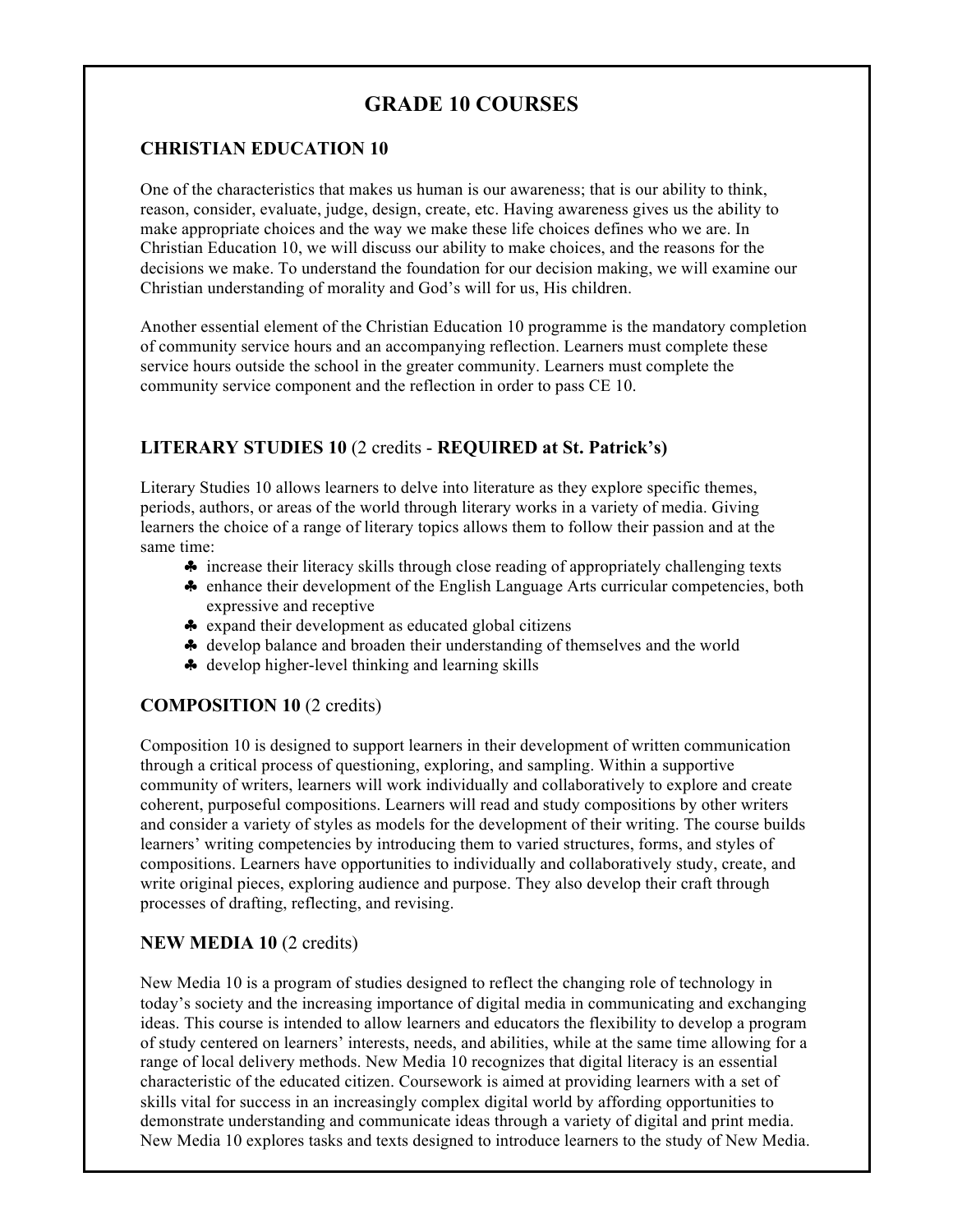# GRADE 10 COURSES

## CHRISTIAN EDUCATION 10

One of the characteristics that makes us human is our awareness; that is our ability to think, reason, consider, evaluate, judge, design, create, etc. Having awareness gives us the ability to make appropriate choices and the way we make these life choices defines who we are. In Christian Education 10, we will discuss our ability to make choices, and the reasons for the decisions we make. To understand the foundation for our decision making, we will examine our Christian understanding of morality and God's will for us, His children.

Another essential element of the Christian Education 10 programme is the mandatory completion of community service hours and an accompanying reflection. Learners must complete these service hours outside the school in the greater community. Learners must complete the community service component and the reflection in order to pass CE 10.

## LITERARY STUDIES 10 (2 credits - **REQUIRED at St. Patrick's)**

Literary Studies 10 allows learners to delve into literature as they explore specific themes, periods, authors, or areas of the world through literary works in a variety of media. Giving learners the choice of a range of literary topics allows them to follow their passion and at the same time:

- increase their literacy skills through close reading of appropriately challenging texts
- enhance their development of the English Language Arts curricular competencies, both expressive and receptive
- expand their development as educated global citizens
- develop balance and broaden their understanding of themselves and the world
- develop higher-level thinking and learning skills

## COMPOSITION 10 (2 credits)

Composition 10 is designed to support learners in their development of written communication through a critical process of questioning, exploring, and sampling. Within a supportive community of writers, learners will work individually and collaboratively to explore and create coherent, purposeful compositions. Learners will read and study compositions by other writers and consider a variety of styles as models for the development of their writing. The course builds learners' writing competencies by introducing them to varied structures, forms, and styles of compositions. Learners have opportunities to individually and collaboratively study, create, and write original pieces, exploring audience and purpose. They also develop their craft through processes of drafting, reflecting, and revising.

## NEW MEDIA 10 (2 credits)

New Media 10 is a program of studies designed to reflect the changing role of technology in today's society and the increasing importance of digital media in communicating and exchanging ideas. This course is intended to allow learners and educators the flexibility to develop a program of study centered on learners' interests, needs, and abilities, while at the same time allowing for a range of local delivery methods. New Media 10 recognizes that digital literacy is an essential characteristic of the educated citizen. Coursework is aimed at providing learners with a set of skills vital for success in an increasingly complex digital world by affording opportunities to demonstrate understanding and communicate ideas through a variety of digital and print media. New Media 10 explores tasks and texts designed to introduce learners to the study of New Media.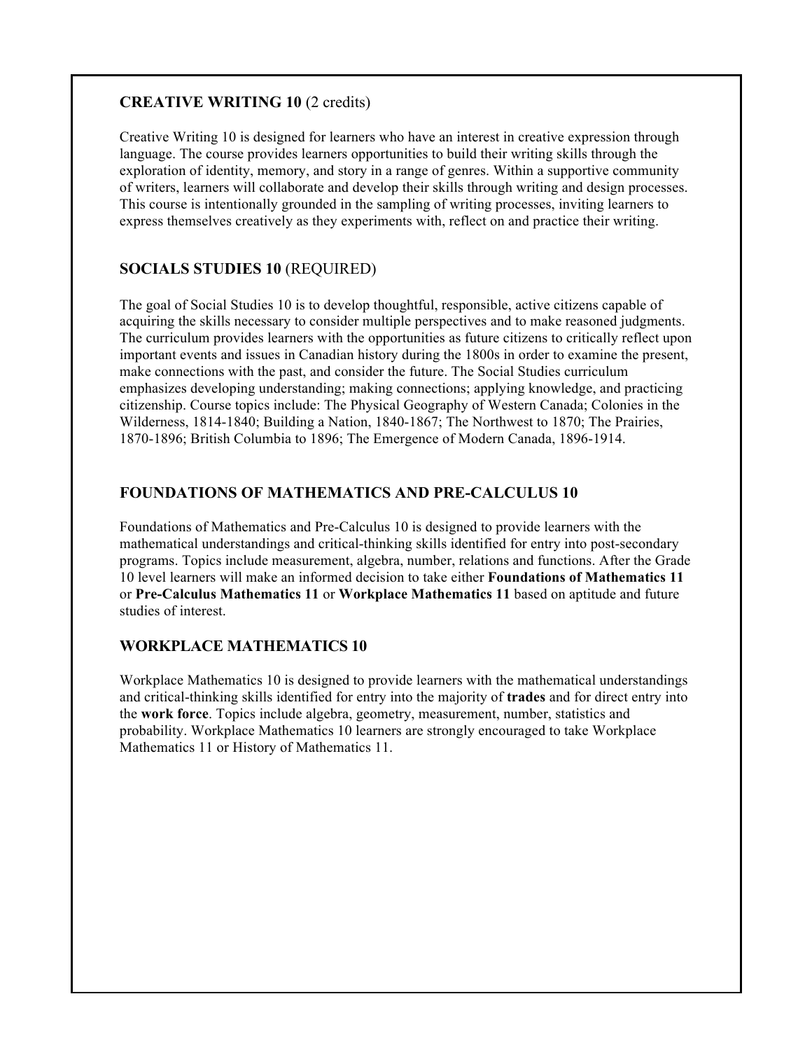**CREATIVE WRITING 10** (2 credits)

Creative Writing 10 is designed for learners who have an interest in creative expression through language. The course provides learners opportunities to build their writing skills through the exploration of identity, memory, and story in a range of genres. Within a supportive community of writers, learners will collaborate and develop their skills through writing and design processes. This course is intentionally grounded in the sampling of writing processes, inviting learners to express themselves creatively as they experiments with, reflect on and practice their writing.

**SOCIALS STUDIES 10** (REQUIRED)

The goal of Social Studies 10 is to develop thoughtful, responsible, active citizens capable of acquiring the skills necessary to consider multiple perspectives and to make reasoned judgments. The curriculum provides learners with the opportunities as future citizens to critically reflect upon important events and issues in Canadian history during the 1800s in order to examine the present, make connections with the past, and consider the future. The Social Studies curriculum emphasizes developing understanding; making connections; applying knowledge, and practicing citizenship. Course topics include: The Physical Geography of Western Canada; Colonies in the Wilderness, 1814-1840; Building a Nation, 1840-1867; The Northwest to 1870; The Prairies, 1870-1896; British Columbia to 1896; The Emergence of Modern Canada, 1896-1914.

**FOUNDATIONS OF MATHEMATICS AND PRE-CALCULUS 10**

Foundations of Mathematics and Pre-Calculus 10 is designed to provide learners with the mathematical understandings and critical-thinking skills identified for entry into post-secondary programs. Topics include measurement, algebra, number, relations and functions. After the Grade 10 level learners will make an informed decision to take either **Foundations of Mathematics 11** or **Pre-Calculus Mathematics 11** or **Workplace Mathematics 11** based on aptitude and future studies of interest.

**WORKPLACE MATHEMATICS 10**

Workplace Mathematics 10 is designed to provide learners with the mathematical understandings and critical-thinking skills identified for entry into the majority of **trades** and for direct entry into the **work force**. Topics include algebra, geometry, measurement, number, statistics and probability. Workplace Mathematics 10 learners are strongly encouraged to take Workplace Mathematics 11 or History of Mathematics 11.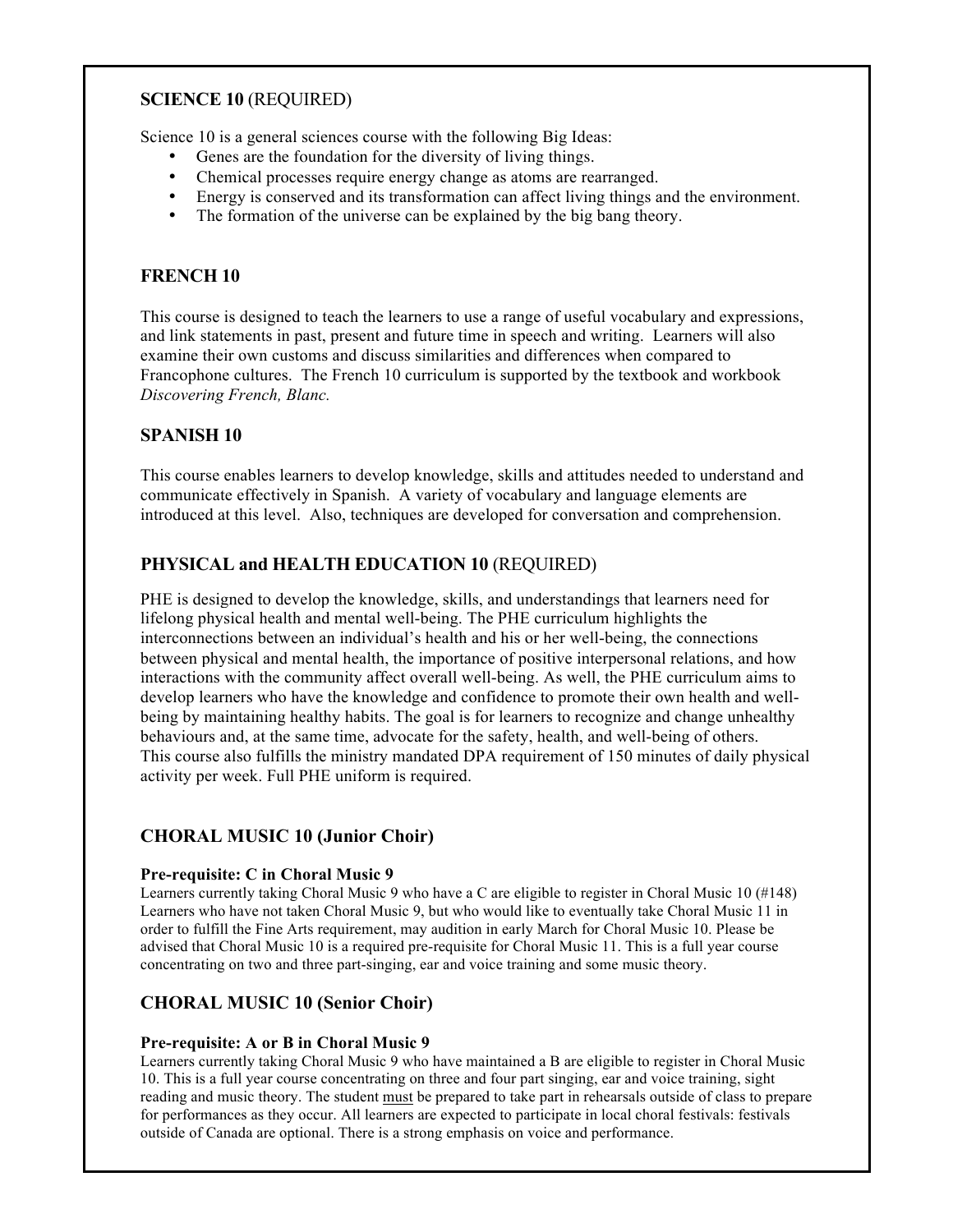### **SCIENCE 10** (REQUIRED)

Science 10 is a general sciences course with the following Big Ideas:

- Genes are the foundation for the diversity of living things.
- Chemical processes require energy change as atoms are rearranged.
- Energy is conserved and its transformation can affect living things and the environment.
- The formation of the universe can be explained by the big bang theory.

### **FRENCH 10**

This course is designed to teach the learners to use a range of useful vocabulary and expressions, and link statements in past, present and future time in speech and writing. Learners will also examine their own customs and discuss similarities and differences when compared to Francophone cultures. The French 10 curriculum is supported by the textbook and workbook *Discovering French, Blanc.*

### **SPANISH 10**

This course enables learners to develop knowledge, skills and attitudes needed to understand and communicate effectively in Spanish. A variety of vocabulary and language elements are introduced at this level. Also, techniques are developed for conversation and comprehension.

### **PHYSICAL and HEALTH EDUCATION 10** (REQUIRED)

PHE is designed to develop the knowledge, skills, and understandings that learners need for lifelong physical health and mental well-being. The PHE curriculum highlights the interconnections between an individual's health and his or her well-being, the connections between physical and mental health, the importance of positive interpersonal relations, and how interactions with the community affect overall well-being. As well, the PHE curriculum aims to develop learners who have the knowledge and confidence to promote their own health and well-being by maintaining healthy habits. The goal is for learners to recognize and change unhealthy behaviours and, at the same time, advocate for the safety, health, and well-being of others. This course also fulfills the ministry mandated DPA requirement of 150 minutes of daily physical activity per week. Full PHE uniform is required.

### **CHORAL MUSIC 10 (Junior Choir)**

**Pre-requisite: C in Choral Music 9**

Learners currently taking Choral Music 9 who have a C are eligible to register in Choral Music 10 (#148) Learners who have not taken Choral Music 9, but who would like to eventually take Choral Music 11 in order to fulfill the Fine Arts requirement, may audition in early March for Choral Music 10. Please be advised that Choral Music 10 is a required pre-requisite for Choral Music 11. This is a full year course concentrating on two and three part-singing, ear and voice training and some music theory.

### **CHORAL MUSIC 10 (Senior Choir)**

**Pre-requisite: A or B in Choral Music 9**

Learners currently taking Choral Music 9 who have maintained a B are eligible to register in Choral Music 10. This is a full year course concentrating on three and four part singing, ear and voice training, sight reading and music theory. The student must be prepared to take part in rehearsals outside of class to prepare for performances as they occur. All learners are expected to participate in local choral festivals: festivals outside of Canada are optional. There is a strong emphasis on voice and performance.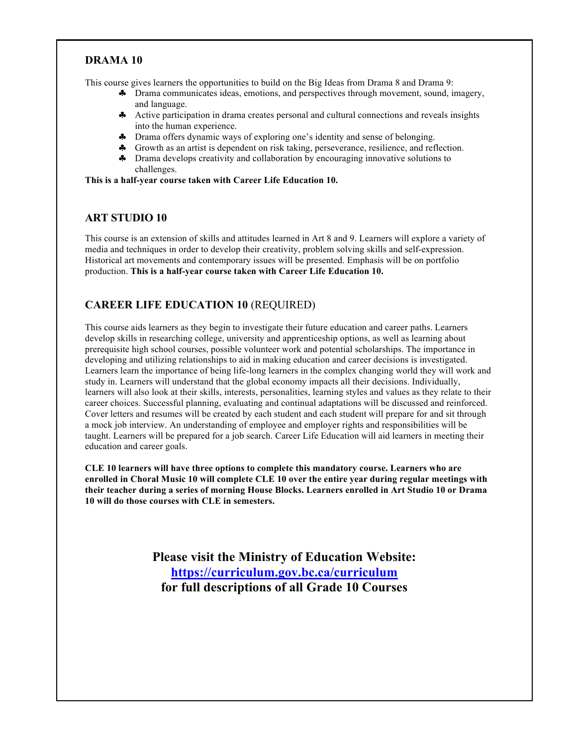## DRAMA 10

This course gives learners the opportunities to build on the Big Ideas from Drama 8 and Drama 9:

- Drama communicates ideas, emotions, and perspectives through movement, sound, imagery, and language.
- Active participation in drama creates personal and cultural connections and reveals insights into the human experience.
- Drama offers dynamic ways of exploring one's identity and sense of belonging.
- Growth as an artist is dependent on risk taking, perseverance, resilience, and reflection.
- Drama develops creativity and collaboration by encouraging innovative solutions to challenges.

**This is a half-year course taken with Career Life Education 10.**

## ART STUDIO 10

This course is an extension of skills and attitudes learned in Art 8 and 9. Learners will explore a variety of media and techniques in order to develop their creativity, problem solving skills and self-expression. Historical art movements and contemporary issues will be presented. Emphasis will be on portfolio production. **This is a half-year course taken with Career Life Education 10.**

## CAREER LIFE EDUCATION 10 (REQUIRED)

This course aids learners as they begin to investigate their future education and career paths. Learners develop skills in researching college, university and apprenticeship options, as well as learning about prerequisite high school courses, possible volunteer work and potential scholarships. The importance in developing and utilizing relationships to aid in making education and career decisions is investigated. Learners learn the importance of being life-long learners in the complex changing world they will work and study in. Learners will understand that the global economy impacts all their decisions. Individually, learners will also look at their skills, interests, personalities, learning styles and values as they relate to their career choices. Successful planning, evaluating and continual adaptations will be discussed and reinforced. Cover letters and resumes will be created by each student and each student will prepare for and sit through a mock job interview. An understanding of employee and employer rights and responsibilities will be taught. Learners will be prepared for a job search. Career Life Education will aid learners in meeting their education and career goals.

**CLE 10 learners will have three options to complete this mandatory course. Learners who are enrolled in Choral Music 10 will complete CLE 10 over the entire year during regular meetings with their teacher during a series of morning House Blocks. Learners enrolled in Art Studio 10 or Drama 10 will do those courses with CLE in semesters.**

**Please visit the Ministry of Education Website:**
**https://curriculum.gov.bc.ca/curriculum**
**for full descriptions of all Grade 10 Courses**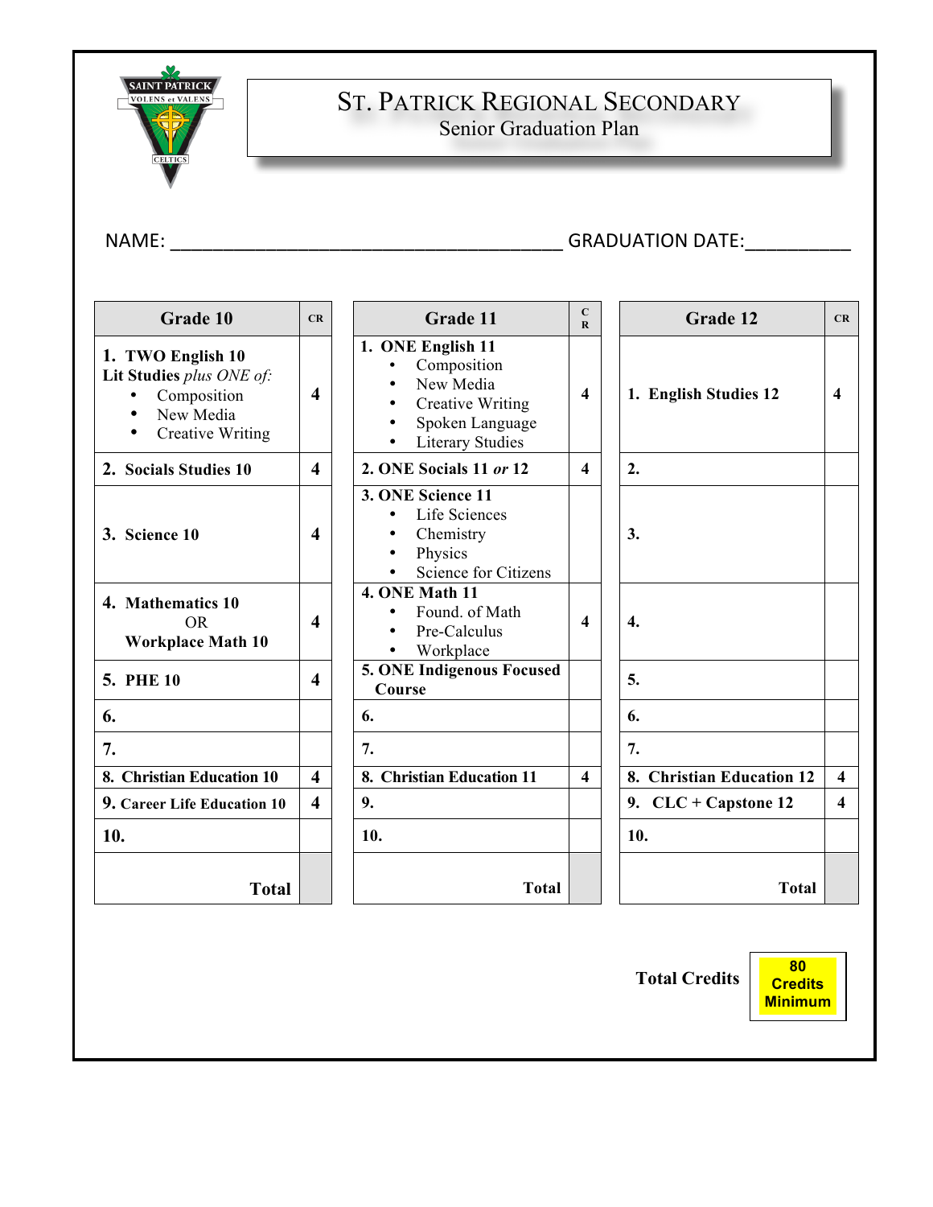# ST. PATRICK REGIONAL SECONDARY
## Senior Graduation Plan

NAME: ______________________________________ GRADUATION DATE:__________

| Grade 10 | CR |
|---|---|
| 1. **TWO English 10 Lit Studies** *plus ONE of:* <br>• Composition <br>• New Media <br>• Creative Writing | 4 |
| 2. **Socials Studies 10** | 4 |
| 3. **Science 10** | 4 |
| 4. **Mathematics 10** OR **Workplace Math 10** | 4 |
| 5. **PHE 10** | 4 |
| 6. | |
| 7. | |
| 8. **Christian Education 10** | 4 |
| 9. **Career Life Education 10** | 4 |
| 10. | |
| **Total** | |

| Grade 11 | CR |
|---|---|
| 1. **ONE English 11** <br>• Composition <br>• New Media <br>• Creative Writing <br>• Spoken Language <br>• Literary Studies | 4 |
| 2. **ONE Socials 11** ***or*** **12** | 4 |
| 3. **ONE Science 11** <br>• Life Sciences <br>• Chemistry <br>• Physics <br>• Science for Citizens | |
| 4. **ONE Math 11** <br>• Found. of Math <br>• Pre-Calculus <br>• Workplace | 4 |
| 5. **ONE Indigenous Focused Course** | |
| 6. | |
| 7. | |
| 8. **Christian Education 11** | 4 |
| 9. | |
| 10. | |
| **Total** | |

| Grade 12 | CR |
|---|---|
| 1. **English Studies 12** | 4 |
| 2. | |
| 3. | |
| 4. | |
| 5. | |
| 6. | |
| 7. | |
| 8. **Christian Education 12** | 4 |
| 9. **CLC + Capstone 12** | 4 |
| 10. | |
| **Total** | |

**Total Credits** — **80 Credits Minimum**